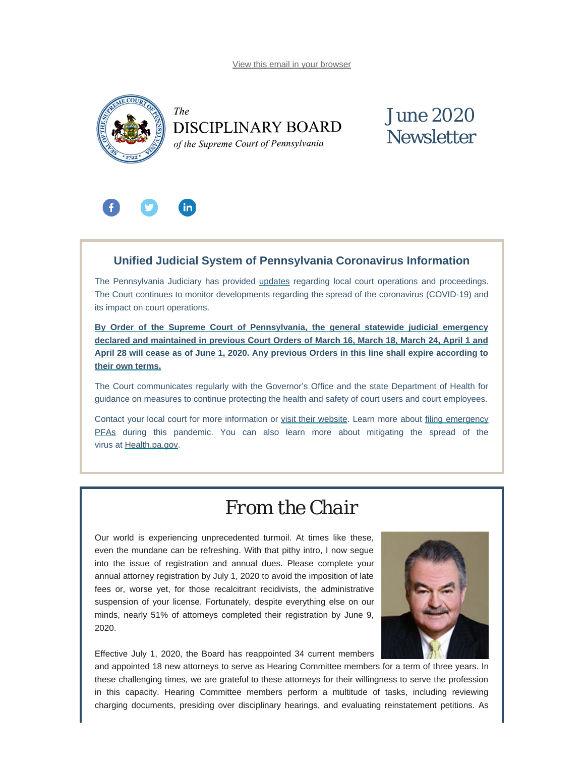View this email in your browser

The
DISCIPLINARY BOARD
*of the Supreme Court of Pennsylvania*

# June 2020 Newsletter

## Unified Judicial System of Pennsylvania Coronavirus Information

The Pennsylvania Judiciary has provided updates regarding local court operations and proceedings. The Court continues to monitor developments regarding the spread of the coronavirus (COVID-19) and its impact on court operations.

**By Order of the Supreme Court of Pennsylvania, the general statewide judicial emergency declared and maintained in previous Court Orders of March 16, March 18, March 24, April 1 and April 28 will cease as of June 1, 2020. Any previous Orders in this line shall expire according to their own terms.**

The Court communicates regularly with the Governor's Office and the state Department of Health for guidance on measures to continue protecting the health and safety of court users and court employees.

Contact your local court for more information or visit their website. Learn more about filing emergency PFAs during this pandemic. You can also learn more about mitigating the spread of the virus at Health.pa.gov.

# From the Chair

Our world is experiencing unprecedented turmoil. At times like these, even the mundane can be refreshing. With that pithy intro, I now segue into the issue of registration and annual dues. Please complete your annual attorney registration by July 1, 2020 to avoid the imposition of late fees or, worse yet, for those recalcitrant recidivists, the administrative suspension of your license. Fortunately, despite everything else on our minds, nearly 51% of attorneys completed their registration by June 9, 2020.

Effective July 1, 2020, the Board has reappointed 34 current members and appointed 18 new attorneys to serve as Hearing Committee members for a term of three years. In these challenging times, we are grateful to these attorneys for their willingness to serve the profession in this capacity. Hearing Committee members perform a multitude of tasks, including reviewing charging documents, presiding over disciplinary hearings, and evaluating reinstatement petitions. As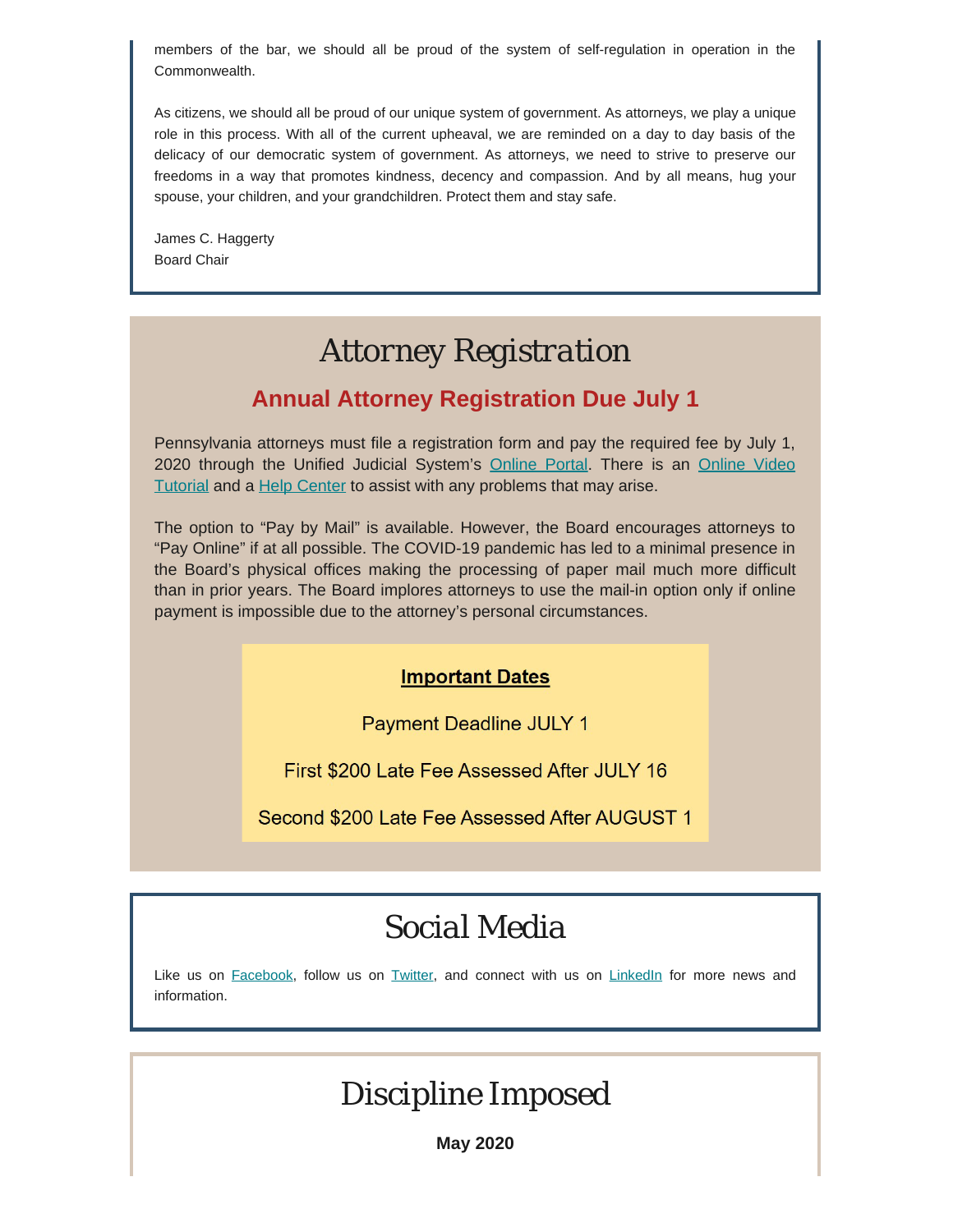members of the bar, we should all be proud of the system of self-regulation in operation in the Commonwealth.

As citizens, we should all be proud of our unique system of government. As attorneys, we play a unique role in this process. With all of the current upheaval, we are reminded on a day to day basis of the delicacy of our democratic system of government. As attorneys, we need to strive to preserve our freedoms in a way that promotes kindness, decency and compassion. And by all means, hug your spouse, your children, and your grandchildren. Protect them and stay safe.

James C. Haggerty
Board Chair

# Attorney Registration

## Annual Attorney Registration Due July 1

Pennsylvania attorneys must file a registration form and pay the required fee by July 1, 2020 through the Unified Judicial System's Online Portal. There is an Online Video Tutorial and a Help Center to assist with any problems that may arise.

The option to "Pay by Mail" is available. However, the Board encourages attorneys to "Pay Online" if at all possible. The COVID-19 pandemic has led to a minimal presence in the Board's physical offices making the processing of paper mail much more difficult than in prior years. The Board implores attorneys to use the mail-in option only if online payment is impossible due to the attorney's personal circumstances.

**Important Dates**

Payment Deadline JULY 1

First $200 Late Fee Assessed After JULY 16

Second $200 Late Fee Assessed After AUGUST 1

# Social Media

Like us on Facebook, follow us on Twitter, and connect with us on LinkedIn for more news and information.

# Discipline Imposed

**May 2020**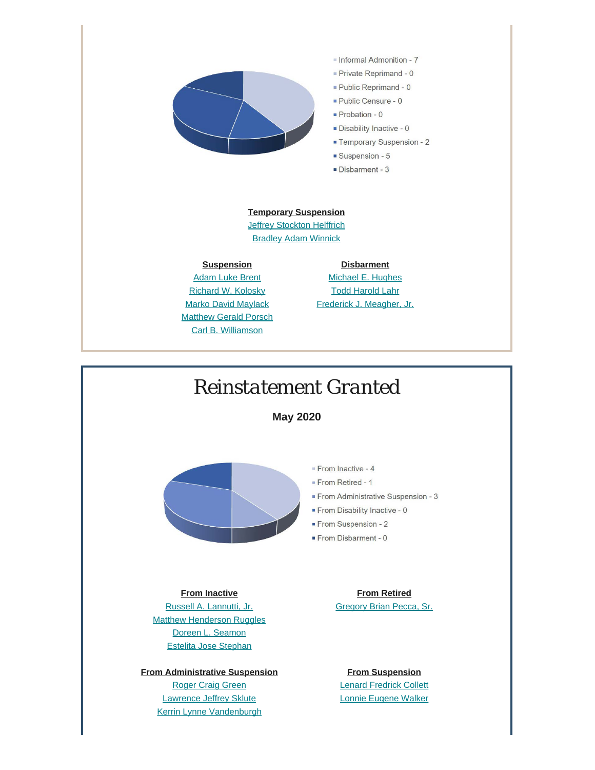- Informal Admonition - 7
- Private Reprimand - 0
- Public Reprimand - 0
- Public Censure - 0
- Probation - 0
- Disability Inactive - 0
- Temporary Suspension - 2
- Suspension - 5
- Disbarment - 3

**Temporary Suspension**

Jeffrey Stockton Helffrich
Bradley Adam Winnick

**Suspension**

Adam Luke Brent
Richard W. Kolosky
Marko David Maylack
Matthew Gerald Porsch
Carl B. Williamson

**Disbarment**

Michael E. Hughes
Todd Harold Lahr
Frederick J. Meagher, Jr.

# *Reinstatement Granted*

**May 2020**

- From Inactive - 4
- From Retired - 1
- From Administrative Suspension - 3
- From Disability Inactive - 0
- From Suspension - 2
- From Disbarment - 0

**From Inactive**

Russell A. Lannutti, Jr.
Matthew Henderson Ruggles
Doreen L. Seamon
Estelita Jose Stephan

**From Retired**

Gregory Brian Pecca, Sr.

**From Administrative Suspension**

Roger Craig Green
Lawrence Jeffrey Sklute
Kerrin Lynne Vandenburgh

**From Suspension**

Lenard Fredrick Collett
Lonnie Eugene Walker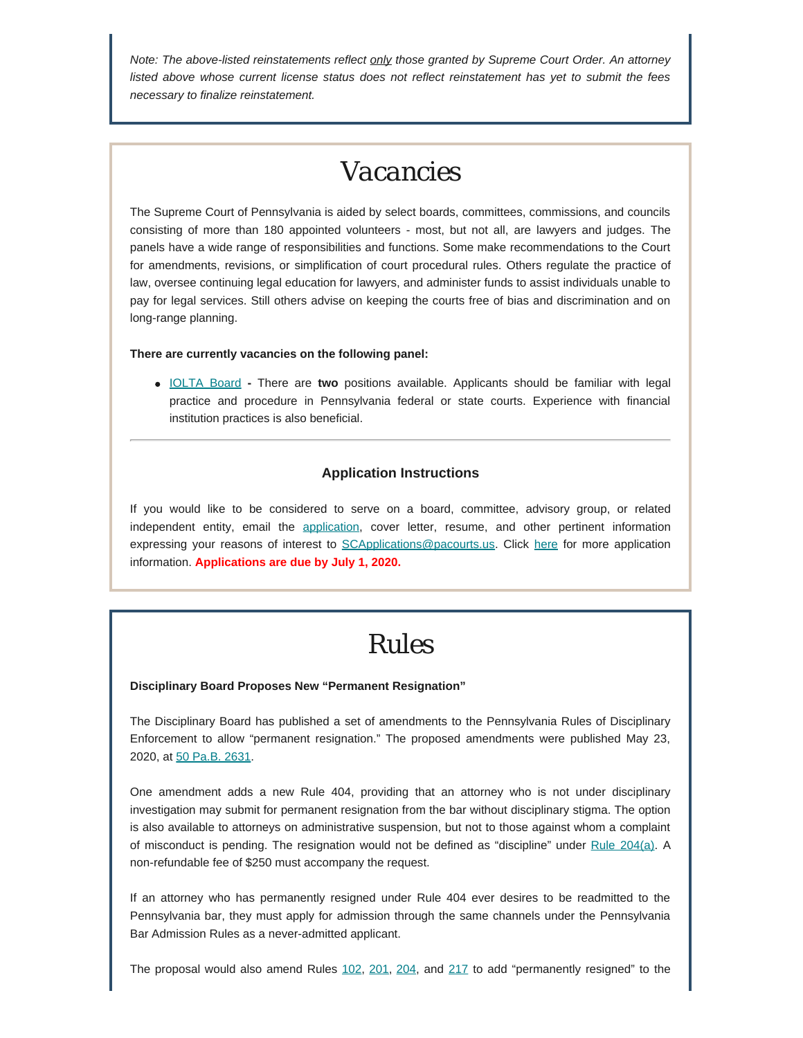*Note: The above-listed reinstatements reflect only those granted by Supreme Court Order. An attorney listed above whose current license status does not reflect reinstatement has yet to submit the fees necessary to finalize reinstatement.*

# Vacancies

The Supreme Court of Pennsylvania is aided by select boards, committees, commissions, and councils consisting of more than 180 appointed volunteers - most, but not all, are lawyers and judges. The panels have a wide range of responsibilities and functions. Some make recommendations to the Court for amendments, revisions, or simplification of court procedural rules. Others regulate the practice of law, oversee continuing legal education for lawyers, and administer funds to assist individuals unable to pay for legal services. Still others advise on keeping the courts free of bias and discrimination and on long-range planning.

**There are currently vacancies on the following panel:**

- IOLTA Board **-** There are **two** positions available. Applicants should be familiar with legal practice and procedure in Pennsylvania federal or state courts. Experience with financial institution practices is also beneficial.

---

### Application Instructions

If you would like to be considered to serve on a board, committee, advisory group, or related independent entity, email the application, cover letter, resume, and other pertinent information expressing your reasons of interest to SCApplications@pacourts.us. Click here for more application information. **Applications are due by July 1, 2020.**

# Rules

**Disciplinary Board Proposes New "Permanent Resignation"**

The Disciplinary Board has published a set of amendments to the Pennsylvania Rules of Disciplinary Enforcement to allow "permanent resignation." The proposed amendments were published May 23, 2020, at 50 Pa.B. 2631.

One amendment adds a new Rule 404, providing that an attorney who is not under disciplinary investigation may submit for permanent resignation from the bar without disciplinary stigma. The option is also available to attorneys on administrative suspension, but not to those against whom a complaint of misconduct is pending. The resignation would not be defined as "discipline" under Rule 204(a). A non-refundable fee of $250 must accompany the request.

If an attorney who has permanently resigned under Rule 404 ever desires to be readmitted to the Pennsylvania bar, they must apply for admission through the same channels under the Pennsylvania Bar Admission Rules as a never-admitted applicant.

The proposal would also amend Rules 102, 201, 204, and 217 to add "permanently resigned" to the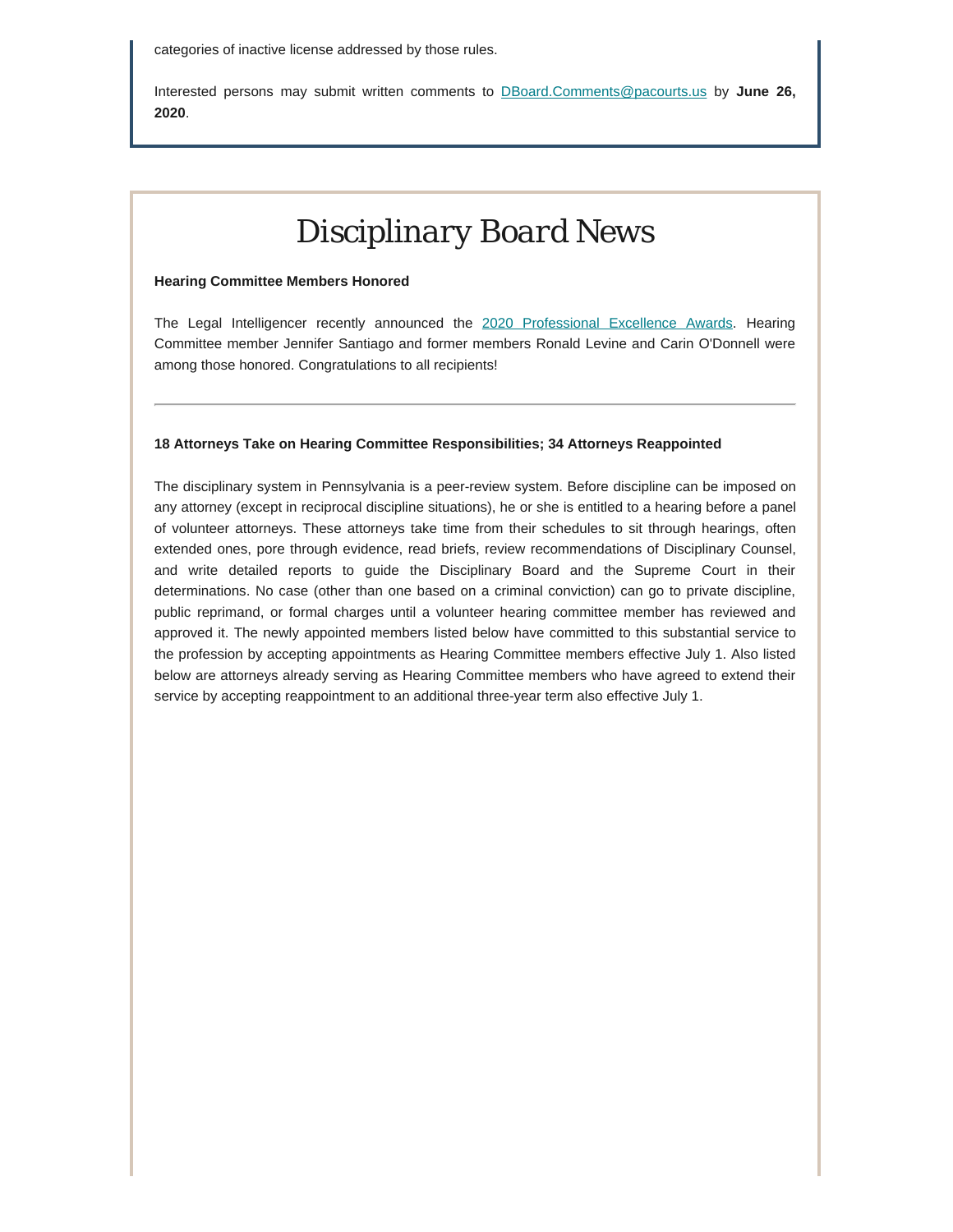categories of inactive license addressed by those rules.

Interested persons may submit written comments to DBoard.Comments@pacourts.us by **June 26, 2020**.

# Disciplinary Board News

**Hearing Committee Members Honored**

The Legal Intelligencer recently announced the 2020 Professional Excellence Awards. Hearing Committee member Jennifer Santiago and former members Ronald Levine and Carin O'Donnell were among those honored. Congratulations to all recipients!

---

**18 Attorneys Take on Hearing Committee Responsibilities; 34 Attorneys Reappointed**

The disciplinary system in Pennsylvania is a peer-review system. Before discipline can be imposed on any attorney (except in reciprocal discipline situations), he or she is entitled to a hearing before a panel of volunteer attorneys. These attorneys take time from their schedules to sit through hearings, often extended ones, pore through evidence, read briefs, review recommendations of Disciplinary Counsel, and write detailed reports to guide the Disciplinary Board and the Supreme Court in their determinations. No case (other than one based on a criminal conviction) can go to private discipline, public reprimand, or formal charges until a volunteer hearing committee member has reviewed and approved it. The newly appointed members listed below have committed to this substantial service to the profession by accepting appointments as Hearing Committee members effective July 1. Also listed below are attorneys already serving as Hearing Committee members who have agreed to extend their service by accepting reappointment to an additional three-year term also effective July 1.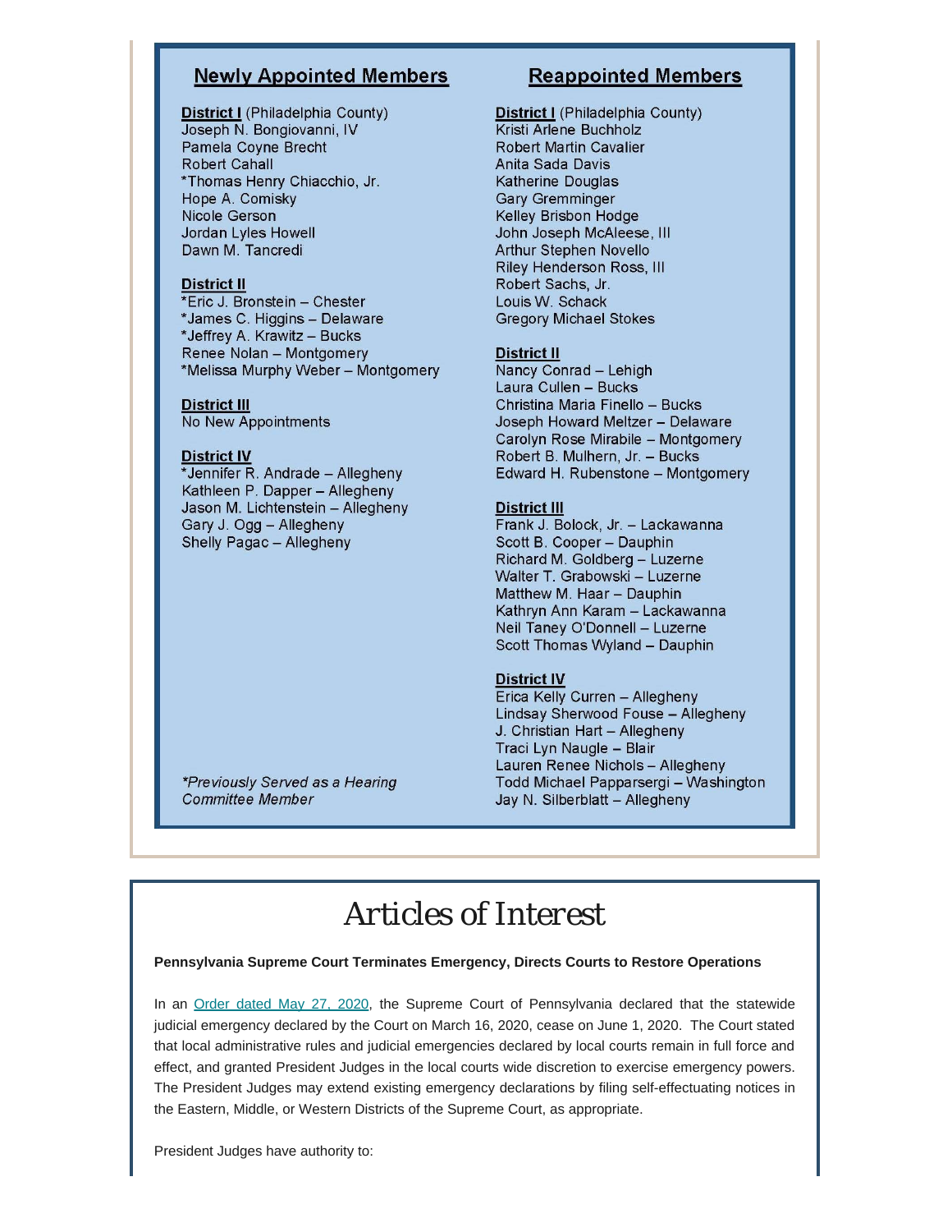## Newly Appointed Members

**District I** (Philadelphia County)
Joseph N. Bongiovanni, IV
Pamela Coyne Brecht
Robert Cahall
*Thomas Henry Chiacchio, Jr.
Hope A. Comisky
Nicole Gerson
Jordan Lyles Howell
Dawn M. Tancredi

**District II**
*Eric J. Bronstein – Chester
*James C. Higgins – Delaware
*Jeffrey A. Krawitz – Bucks
Renee Nolan – Montgomery
*Melissa Murphy Weber – Montgomery

**District III**
No New Appointments

**District IV**
*Jennifer R. Andrade – Allegheny
Kathleen P. Dapper – Allegheny
Jason M. Lichtenstein – Allegheny
Gary J. Ogg – Allegheny
Shelly Pagac – Allegheny

*\*Previously Served as a Hearing Committee Member*

## Reappointed Members

**District I** (Philadelphia County)
Kristi Arlene Buchholz
Robert Martin Cavalier
Anita Sada Davis
Katherine Douglas
Gary Gremminger
Kelley Brisbon Hodge
John Joseph McAleese, III
Arthur Stephen Novello
Riley Henderson Ross, III
Robert Sachs, Jr.
Louis W. Schack
Gregory Michael Stokes

**District II**
Nancy Conrad – Lehigh
Laura Cullen – Bucks
Christina Maria Finello – Bucks
Joseph Howard Meltzer – Delaware
Carolyn Rose Mirabile – Montgomery
Robert B. Mulhern, Jr. – Bucks
Edward H. Rubenstone – Montgomery

**District III**
Frank J. Bolock, Jr. – Lackawanna
Scott B. Cooper – Dauphin
Richard M. Goldberg – Luzerne
Walter T. Grabowski – Luzerne
Matthew M. Haar – Dauphin
Kathryn Ann Karam – Lackawanna
Neil Taney O'Donnell – Luzerne
Scott Thomas Wyland – Dauphin

**District IV**
Erica Kelly Curren – Allegheny
Lindsay Sherwood Fouse – Allegheny
J. Christian Hart – Allegheny
Traci Lyn Naugle – Blair
Lauren Renee Nichols – Allegheny
Todd Michael Pappasergi – Washington
Jay N. Silberblatt – Allegheny

# Articles of Interest

**Pennsylvania Supreme Court Terminates Emergency, Directs Courts to Restore Operations**

In an Order dated May 27, 2020, the Supreme Court of Pennsylvania declared that the statewide judicial emergency declared by the Court on March 16, 2020, cease on June 1, 2020. The Court stated that local administrative rules and judicial emergencies declared by local courts remain in full force and effect, and granted President Judges in the local courts wide discretion to exercise emergency powers. The President Judges may extend existing emergency declarations by filing self-effectuating notices in the Eastern, Middle, or Western Districts of the Supreme Court, as appropriate.

President Judges have authority to: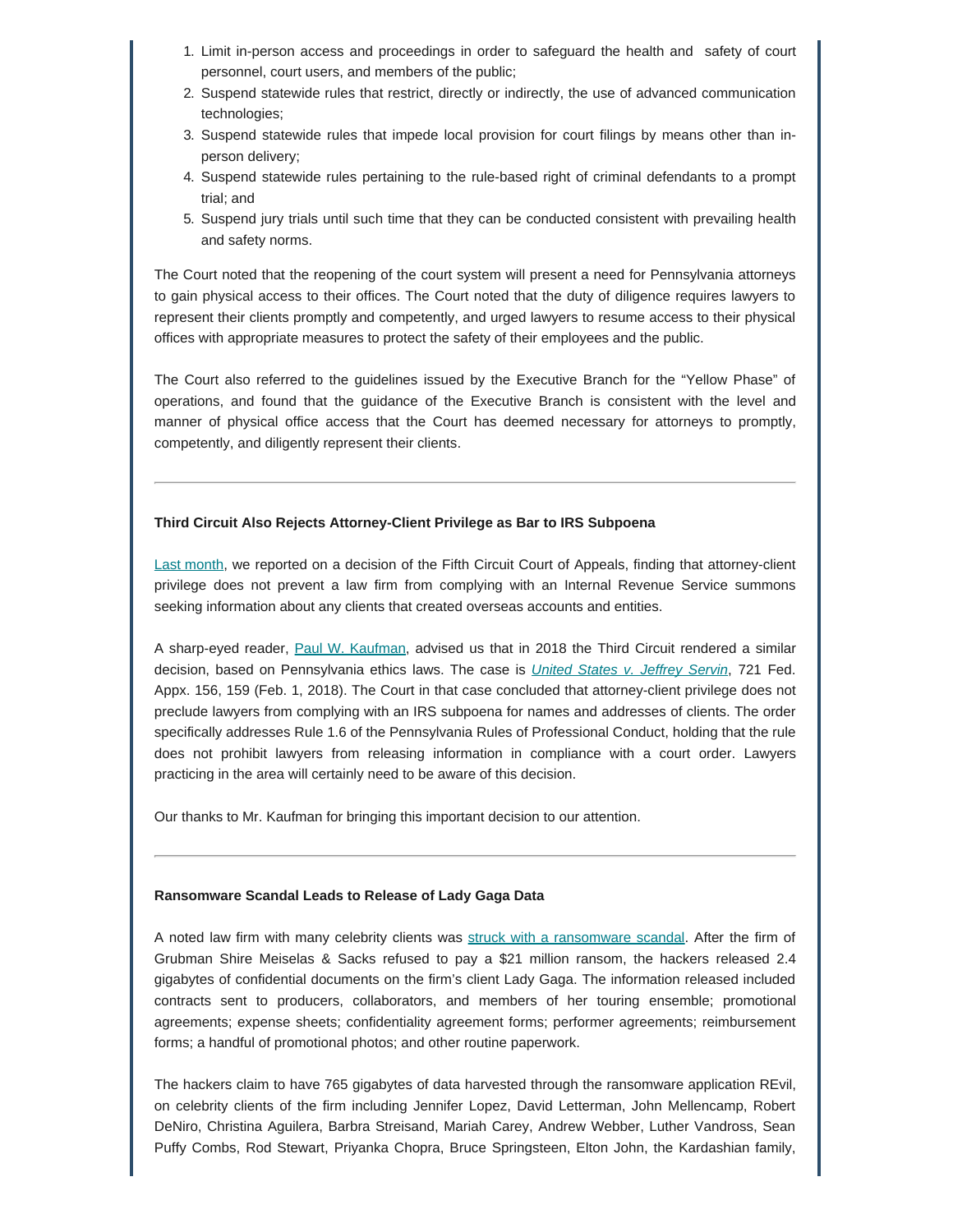1. Limit in-person access and proceedings in order to safeguard the health and safety of court personnel, court users, and members of the public;
2. Suspend statewide rules that restrict, directly or indirectly, the use of advanced communication technologies;
3. Suspend statewide rules that impede local provision for court filings by means other than in-person delivery;
4. Suspend statewide rules pertaining to the rule-based right of criminal defendants to a prompt trial; and
5. Suspend jury trials until such time that they can be conducted consistent with prevailing health and safety norms.

The Court noted that the reopening of the court system will present a need for Pennsylvania attorneys to gain physical access to their offices. The Court noted that the duty of diligence requires lawyers to represent their clients promptly and competently, and urged lawyers to resume access to their physical offices with appropriate measures to protect the safety of their employees and the public.

The Court also referred to the guidelines issued by the Executive Branch for the "Yellow Phase" of operations, and found that the guidance of the Executive Branch is consistent with the level and manner of physical office access that the Court has deemed necessary for attorneys to promptly, competently, and diligently represent their clients.

---

**Third Circuit Also Rejects Attorney-Client Privilege as Bar to IRS Subpoena**

Last month, we reported on a decision of the Fifth Circuit Court of Appeals, finding that attorney-client privilege does not prevent a law firm from complying with an Internal Revenue Service summons seeking information about any clients that created overseas accounts and entities.

A sharp-eyed reader, Paul W. Kaufman, advised us that in 2018 the Third Circuit rendered a similar decision, based on Pennsylvania ethics laws. The case is *United States v. Jeffrey Servin*, 721 Fed. Appx. 156, 159 (Feb. 1, 2018). The Court in that case concluded that attorney-client privilege does not preclude lawyers from complying with an IRS subpoena for names and addresses of clients. The order specifically addresses Rule 1.6 of the Pennsylvania Rules of Professional Conduct, holding that the rule does not prohibit lawyers from releasing information in compliance with a court order. Lawyers practicing in the area will certainly need to be aware of this decision.

Our thanks to Mr. Kaufman for bringing this important decision to our attention.

---

**Ransomware Scandal Leads to Release of Lady Gaga Data**

A noted law firm with many celebrity clients was struck with a ransomware scandal. After the firm of Grubman Shire Meiselas & Sacks refused to pay a $21 million ransom, the hackers released 2.4 gigabytes of confidential documents on the firm's client Lady Gaga. The information released included contracts sent to producers, collaborators, and members of her touring ensemble; promotional agreements; expense sheets; confidentiality agreement forms; performer agreements; reimbursement forms; a handful of promotional photos; and other routine paperwork.

The hackers claim to have 765 gigabytes of data harvested through the ransomware application REvil, on celebrity clients of the firm including Jennifer Lopez, David Letterman, John Mellencamp, Robert DeNiro, Christina Aguilera, Barbra Streisand, Mariah Carey, Andrew Webber, Luther Vandross, Sean Puffy Combs, Rod Stewart, Priyanka Chopra, Bruce Springsteen, Elton John, the Kardashian family,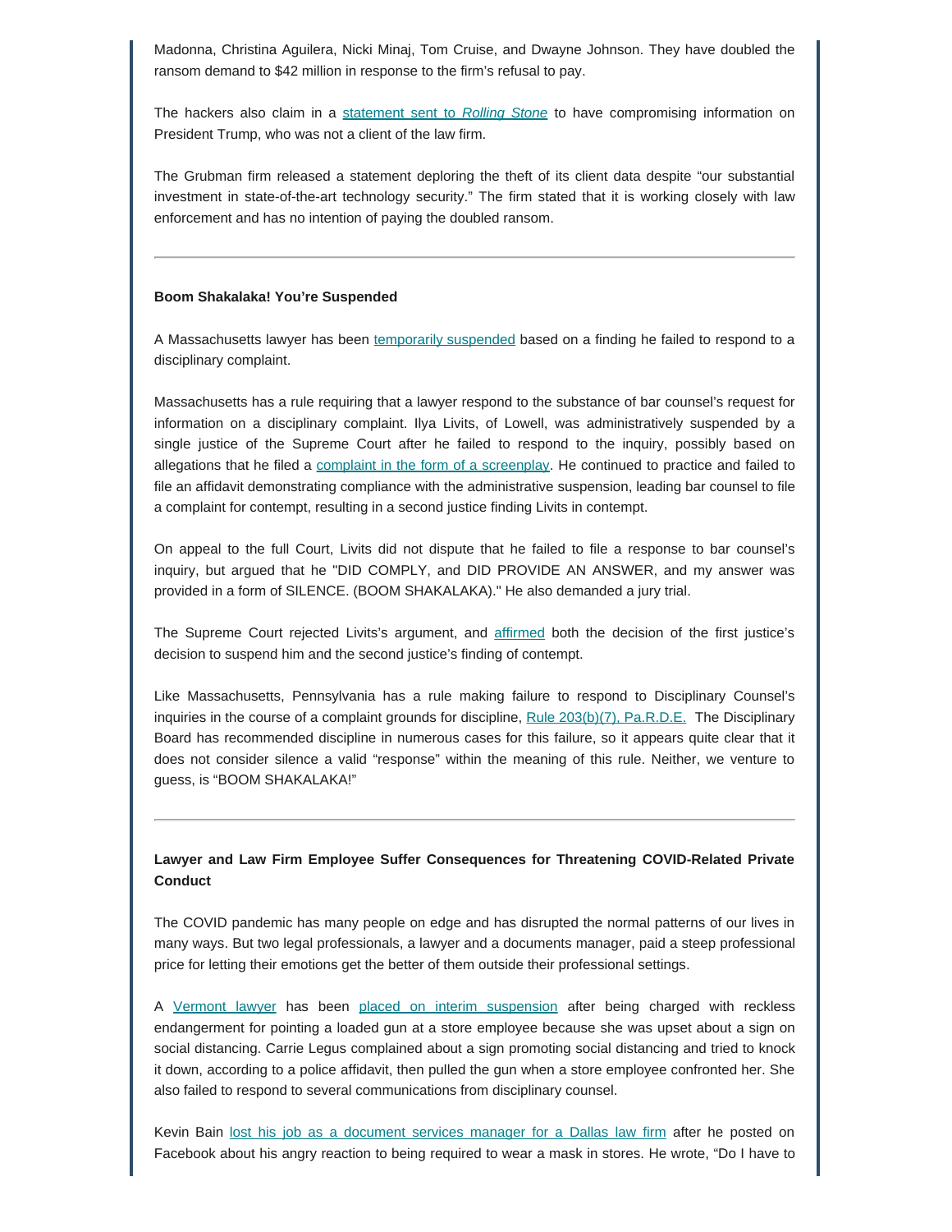Madonna, Christina Aguilera, Nicki Minaj, Tom Cruise, and Dwayne Johnson. They have doubled the ransom demand to $42 million in response to the firm's refusal to pay.

The hackers also claim in a statement sent to *Rolling Stone* to have compromising information on President Trump, who was not a client of the law firm.

The Grubman firm released a statement deploring the theft of its client data despite "our substantial investment in state-of-the-art technology security." The firm stated that it is working closely with law enforcement and has no intention of paying the doubled ransom.

---

**Boom Shakalaka! You're Suspended**

A Massachusetts lawyer has been temporarily suspended based on a finding he failed to respond to a disciplinary complaint.

Massachusetts has a rule requiring that a lawyer respond to the substance of bar counsel's request for information on a disciplinary complaint. Ilya Livits, of Lowell, was administratively suspended by a single justice of the Supreme Court after he failed to respond to the inquiry, possibly based on allegations that he filed a complaint in the form of a screenplay. He continued to practice and failed to file an affidavit demonstrating compliance with the administrative suspension, leading bar counsel to file a complaint for contempt, resulting in a second justice finding Livits in contempt.

On appeal to the full Court, Livits did not dispute that he failed to file a response to bar counsel's inquiry, but argued that he "DID COMPLY, and DID PROVIDE AN ANSWER, and my answer was provided in a form of SILENCE. (BOOM SHAKALAKA)." He also demanded a jury trial.

The Supreme Court rejected Livits's argument, and affirmed both the decision of the first justice's decision to suspend him and the second justice's finding of contempt.

Like Massachusetts, Pennsylvania has a rule making failure to respond to Disciplinary Counsel's inquiries in the course of a complaint grounds for discipline, Rule 203(b)(7), Pa.R.D.E. The Disciplinary Board has recommended discipline in numerous cases for this failure, so it appears quite clear that it does not consider silence a valid "response" within the meaning of this rule. Neither, we venture to guess, is "BOOM SHAKALAKA!"

---

**Lawyer and Law Firm Employee Suffer Consequences for Threatening COVID-Related Private Conduct**

The COVID pandemic has many people on edge and has disrupted the normal patterns of our lives in many ways. But two legal professionals, a lawyer and a documents manager, paid a steep professional price for letting their emotions get the better of them outside their professional settings.

A Vermont lawyer has been placed on interim suspension after being charged with reckless endangerment for pointing a loaded gun at a store employee because she was upset about a sign on social distancing. Carrie Legus complained about a sign promoting social distancing and tried to knock it down, according to a police affidavit, then pulled the gun when a store employee confronted her. She also failed to respond to several communications from disciplinary counsel.

Kevin Bain lost his job as a document services manager for a Dallas law firm after he posted on Facebook about his angry reaction to being required to wear a mask in stores. He wrote, "Do I have to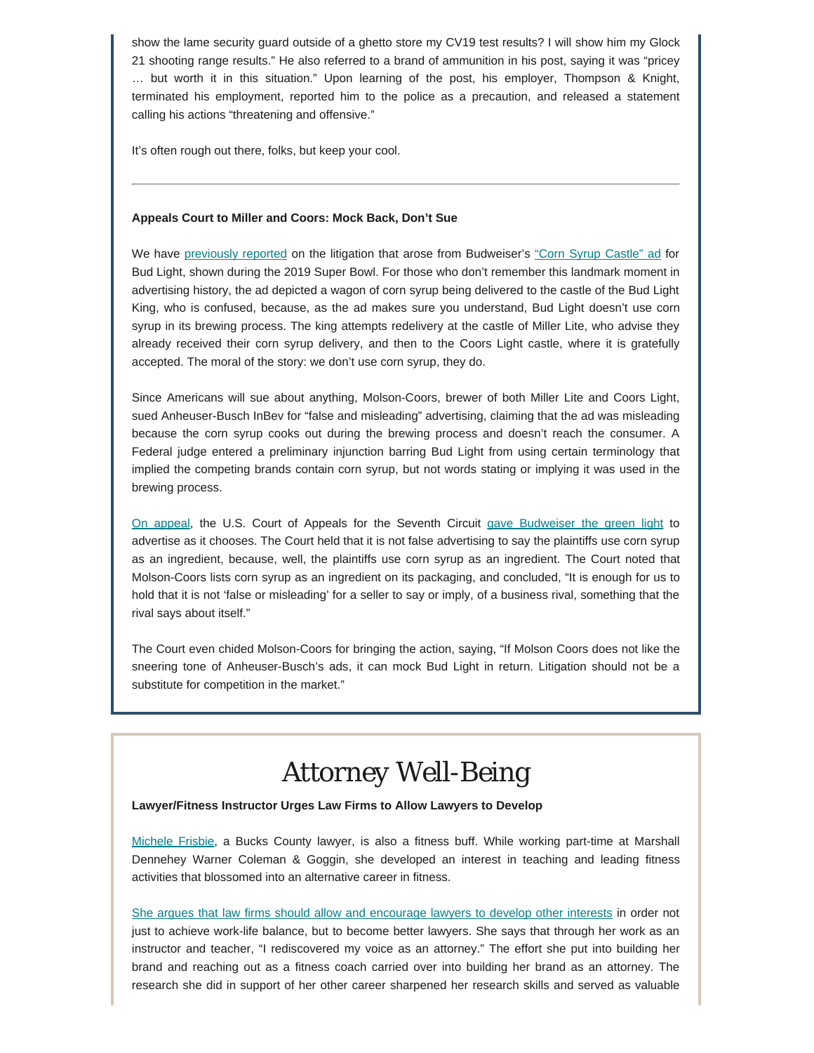show the lame security guard outside of a ghetto store my CV19 test results? I will show him my Glock 21 shooting range results." He also referred to a brand of ammunition in his post, saying it was "pricey … but worth it in this situation." Upon learning of the post, his employer, Thompson & Knight, terminated his employment, reported him to the police as a precaution, and released a statement calling his actions "threatening and offensive."

It's often rough out there, folks, but keep your cool.

---

**Appeals Court to Miller and Coors: Mock Back, Don't Sue**

We have previously reported on the litigation that arose from Budweiser's "Corn Syrup Castle" ad for Bud Light, shown during the 2019 Super Bowl. For those who don't remember this landmark moment in advertising history, the ad depicted a wagon of corn syrup being delivered to the castle of the Bud Light King, who is confused, because, as the ad makes sure you understand, Bud Light doesn't use corn syrup in its brewing process. The king attempts redelivery at the castle of Miller Lite, who advise they already received their corn syrup delivery, and then to the Coors Light castle, where it is gratefully accepted. The moral of the story: we don't use corn syrup, they do.

Since Americans will sue about anything, Molson-Coors, brewer of both Miller Lite and Coors Light, sued Anheuser-Busch InBev for "false and misleading" advertising, claiming that the ad was misleading because the corn syrup cooks out during the brewing process and doesn't reach the consumer. A Federal judge entered a preliminary injunction barring Bud Light from using certain terminology that implied the competing brands contain corn syrup, but not words stating or implying it was used in the brewing process.

On appeal, the U.S. Court of Appeals for the Seventh Circuit gave Budweiser the green light to advertise as it chooses. The Court held that it is not false advertising to say the plaintiffs use corn syrup as an ingredient, because, well, the plaintiffs use corn syrup as an ingredient. The Court noted that Molson-Coors lists corn syrup as an ingredient on its packaging, and concluded, "It is enough for us to hold that it is not 'false or misleading' for a seller to say or imply, of a business rival, something that the rival says about itself."

The Court even chided Molson-Coors for bringing the action, saying, "If Molson Coors does not like the sneering tone of Anheuser-Busch's ads, it can mock Bud Light in return. Litigation should not be a substitute for competition in the market."

# Attorney Well-Being

**Lawyer/Fitness Instructor Urges Law Firms to Allow Lawyers to Develop**

Michele Frisbie, a Bucks County lawyer, is also a fitness buff. While working part-time at Marshall Dennehey Warner Coleman & Goggin, she developed an interest in teaching and leading fitness activities that blossomed into an alternative career in fitness.

She argues that law firms should allow and encourage lawyers to develop other interests in order not just to achieve work-life balance, but to become better lawyers. She says that through her work as an instructor and teacher, "I rediscovered my voice as an attorney." The effort she put into building her brand and reaching out as a fitness coach carried over into building her brand as an attorney. The research she did in support of her other career sharpened her research skills and served as valuable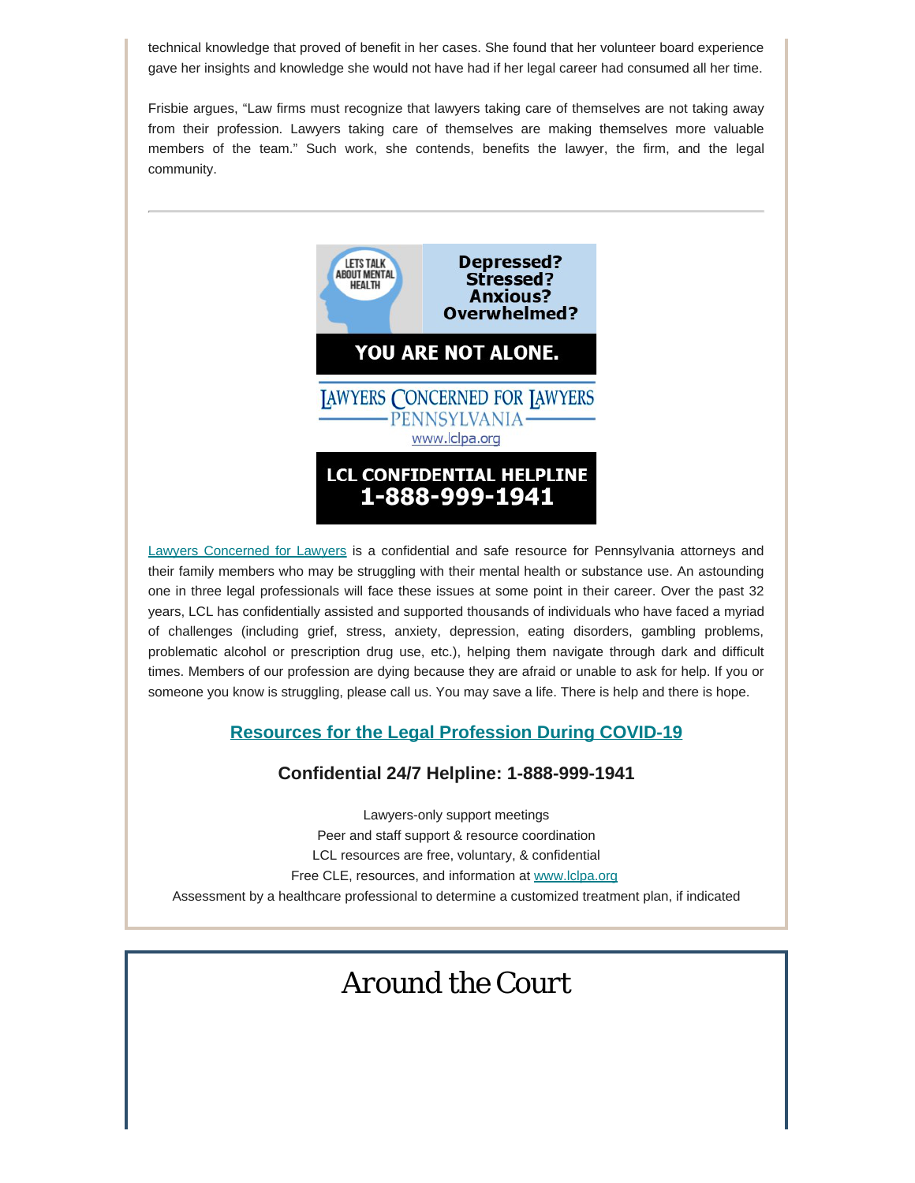technical knowledge that proved of benefit in her cases. She found that her volunteer board experience gave her insights and knowledge she would not have had if her legal career had consumed all her time.

Frisbie argues, “Law firms must recognize that lawyers taking care of themselves are not taking away from their profession. Lawyers taking care of themselves are making themselves more valuable members of the team.” Such work, she contends, benefits the lawyer, the firm, and the legal community.

---

LETS TALK ABOUT MENTAL HEALTH

**Depressed? Stressed? Anxious? Overwhelmed?**

**YOU ARE NOT ALONE.**

LAWYERS CONCERNED FOR LAWYERS PENNSYLVANIA

www.lclpa.org

**LCL CONFIDENTIAL HELPLINE 1-888-999-1941**

Lawyers Concerned for Lawyers is a confidential and safe resource for Pennsylvania attorneys and their family members who may be struggling with their mental health or substance use. An astounding one in three legal professionals will face these issues at some point in their career. Over the past 32 years, LCL has confidentially assisted and supported thousands of individuals who have faced a myriad of challenges (including grief, stress, anxiety, depression, eating disorders, gambling problems, problematic alcohol or prescription drug use, etc.), helping them navigate through dark and difficult times. Members of our profession are dying because they are afraid or unable to ask for help. If you or someone you know is struggling, please call us. You may save a life. There is help and there is hope.

### Resources for the Legal Profession During COVID-19

### Confidential 24/7 Helpline: 1-888-999-1941

Lawyers-only support meetings
Peer and staff support & resource coordination
LCL resources are free, voluntary, & confidential
Free CLE, resources, and information at www.lclpa.org
Assessment by a healthcare professional to determine a customized treatment plan, if indicated

# Around the Court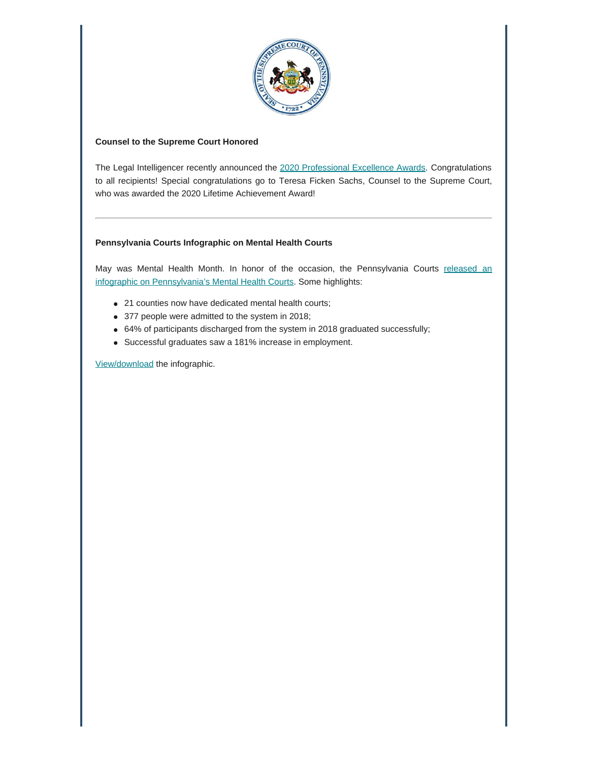**Counsel to the Supreme Court Honored**

The Legal Intelligencer recently announced the 2020 Professional Excellence Awards. Congratulations to all recipients! Special congratulations go to Teresa Ficken Sachs, Counsel to the Supreme Court, who was awarded the 2020 Lifetime Achievement Award!

---

**Pennsylvania Courts Infographic on Mental Health Courts**

May was Mental Health Month. In honor of the occasion, the Pennsylvania Courts released an infographic on Pennsylvania's Mental Health Courts. Some highlights:

- 21 counties now have dedicated mental health courts;
- 377 people were admitted to the system in 2018;
- 64% of participants discharged from the system in 2018 graduated successfully;
- Successful graduates saw a 181% increase in employment.

View/download the infographic.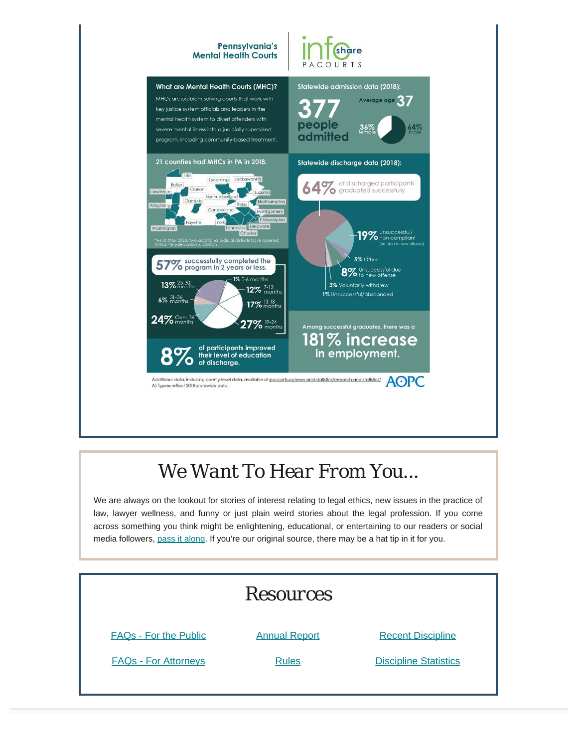Pennsylvania's Mental Health Courts

infoshare PACOURTS

**What are Mental Health Courts (MHC)?**

MHCs are problem-solving courts that work with key justice system officials and leaders in the mental health system to divert offenders with severe mental illness into a judicially supervised program, including community-based treatment.

**Statewide admission data (2018):**

377 people admitted

Average age 37

36% female

64% male

**21 counties had MHCs in PA in 2018.**

Erie, Lycoming, Lackawanna, Butler, Clarion, Lawrence, Luzerne, Northumberland, Allegheny, Cambria, Berks, Northampton, Cumberland, Montgomery, Fayette, York, Philadelphia, Washington, Lancaster, Delaware, Chester

*As of May 2020, two additional judicial districts have opened MHCs - Snyder/Union & Clinton

**Statewide discharge data (2018):**

64% of discharged participants graduated successfully

19% Unsuccessful/non-compliant (not due to new offense)

5% Other

8% Unsuccessful due to new offense

3% Voluntarily withdrew

1% Unsuccessful/absconded

57% successfully completed the program in 2 years or less.

1% 0-6 months

12% 7-12 months

17% 13-18 months

27% 19-24 months

13% 25-30 months

6% 31-36 months

24% Over 36 months

8% of participants improved their level of education at discharge.

Among successful graduates, there was a 181% increase in employment.

Additional data, including county-level data, available at pacourts.us/news-and-statistics/research-and-statistics/
All figures reflect 2018 statewide data.

AOPC

# We Want To Hear From You...

We are always on the lookout for stories of interest relating to legal ethics, new issues in the practice of law, lawyer wellness, and funny or just plain weird stories about the legal profession. If you come across something you think might be enlightening, educational, or entertaining to our readers or social media followers, [pass it along](). If you're our original source, there may be a hat tip in it for you.

# Resources

[FAQs - For the Public]()

[Annual Report]()

[Recent Discipline]()

[FAQs - For Attorneys]()

[Rules]()

[Discipline Statistics]()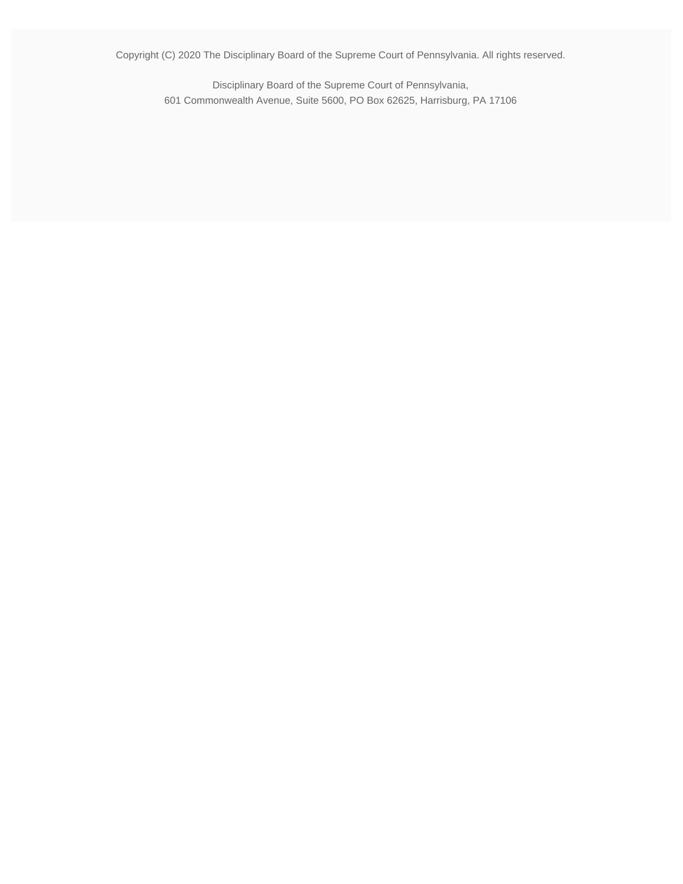Copyright (C) 2020 The Disciplinary Board of the Supreme Court of Pennsylvania. All rights reserved.

Disciplinary Board of the Supreme Court of Pennsylvania,
601 Commonwealth Avenue, Suite 5600, PO Box 62625, Harrisburg, PA 17106